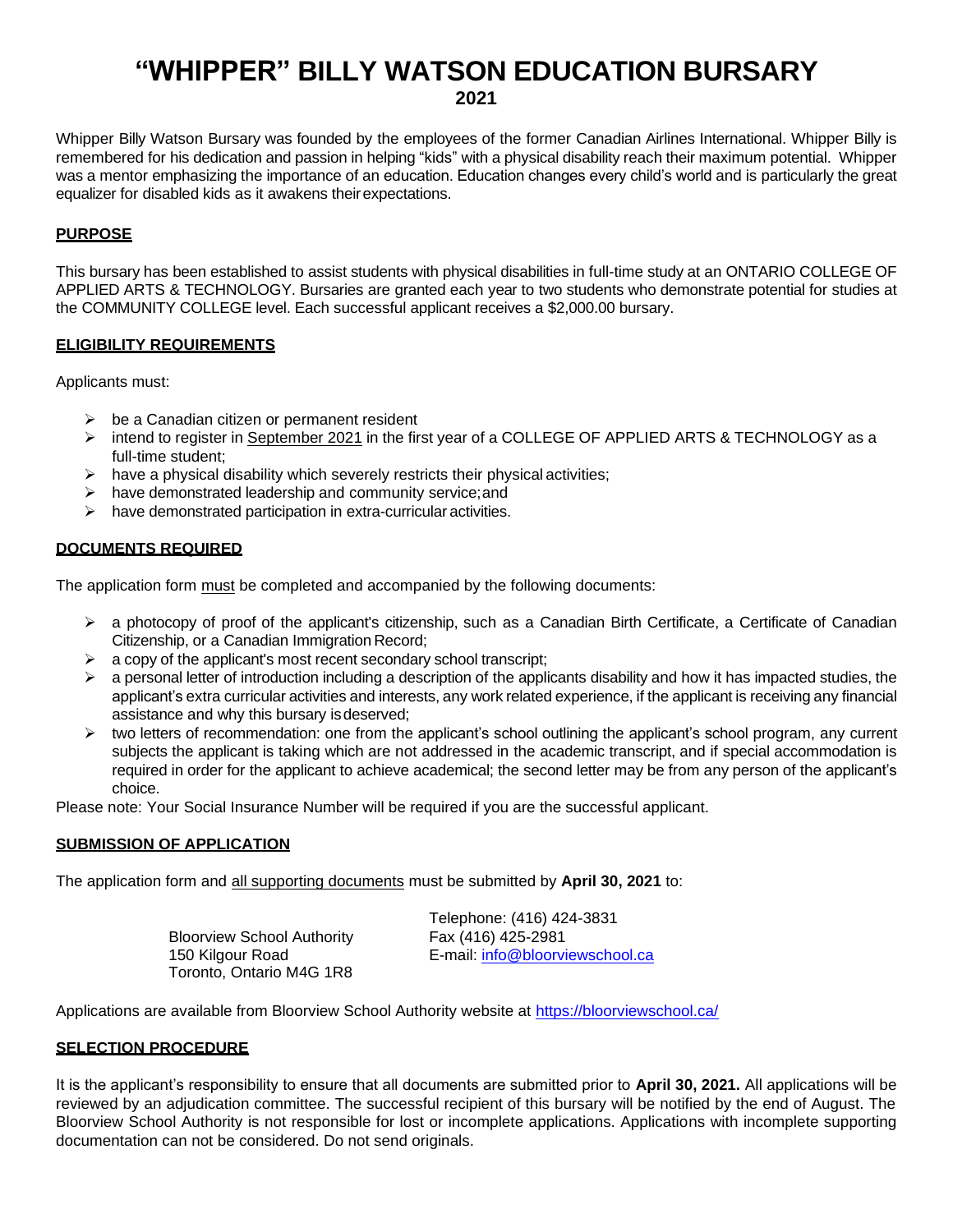# "WHIPPER" BILLY WATSON EDUCATION BURSARY

**2021**

Whipper Billy Watson Bursary was founded by the employees of the former Canadian Airlines International. Whipper Billy is remembered for his dedication and passion in helping "kids" with a physical disability reach their maximum potential. Whipper was a mentor emphasizing the importance of an education. Education changes every child's world and is particularly the great equalizer for disabled kids as it awakens their expectations.

## PURPOSE

This bursary has been established to assist students with physical disabilities in full-time study at an ONTARIO COLLEGE OF APPLIED ARTS & TECHNOLOGY. Bursaries are granted each year to two students who demonstrate potential for studies at the COMMUNITY COLLEGE level. Each successful applicant receives a $2,000.00 bursary.

## ELIGIBILITY REQUIREMENTS

Applicants must:

- be a Canadian citizen or permanent resident
- intend to register in September 2021 in the first year of a COLLEGE OF APPLIED ARTS & TECHNOLOGY as a full-time student;
- have a physical disability which severely restricts their physical activities;
- have demonstrated leadership and community service; and
- have demonstrated participation in extra-curricular activities.

## DOCUMENTS REQUIRED

The application form must be completed and accompanied by the following documents:

- a photocopy of proof of the applicant's citizenship, such as a Canadian Birth Certificate, a Certificate of Canadian Citizenship, or a Canadian Immigration Record;
- a copy of the applicant's most recent secondary school transcript;
- a personal letter of introduction including a description of the applicants disability and how it has impacted studies, the applicant's extra curricular activities and interests, any work related experience, if the applicant is receiving any financial assistance and why this bursary is deserved;
- two letters of recommendation: one from the applicant's school outlining the applicant's school program, any current subjects the applicant is taking which are not addressed in the academic transcript, and if special accommodation is required in order for the applicant to achieve academical; the second letter may be from any person of the applicant's choice.

Please note: Your Social Insurance Number will be required if you are the successful applicant.

## SUBMISSION OF APPLICATION

The application form and all supporting documents must be submitted by **April 30, 2021** to:

Bloorview School Authority
150 Kilgour Road
Toronto, Ontario M4G 1R8

Telephone: (416) 424-3831
Fax (416) 425-2981
E-mail: info@bloorviewschool.ca

Applications are available from Bloorview School Authority website at https://bloorviewschool.ca/

## SELECTION PROCEDURE

It is the applicant's responsibility to ensure that all documents are submitted prior to **April 30, 2021.** All applications will be reviewed by an adjudication committee. The successful recipient of this bursary will be notified by the end of August. The Bloorview School Authority is not responsible for lost or incomplete applications. Applications with incomplete supporting documentation can not be considered. Do not send originals.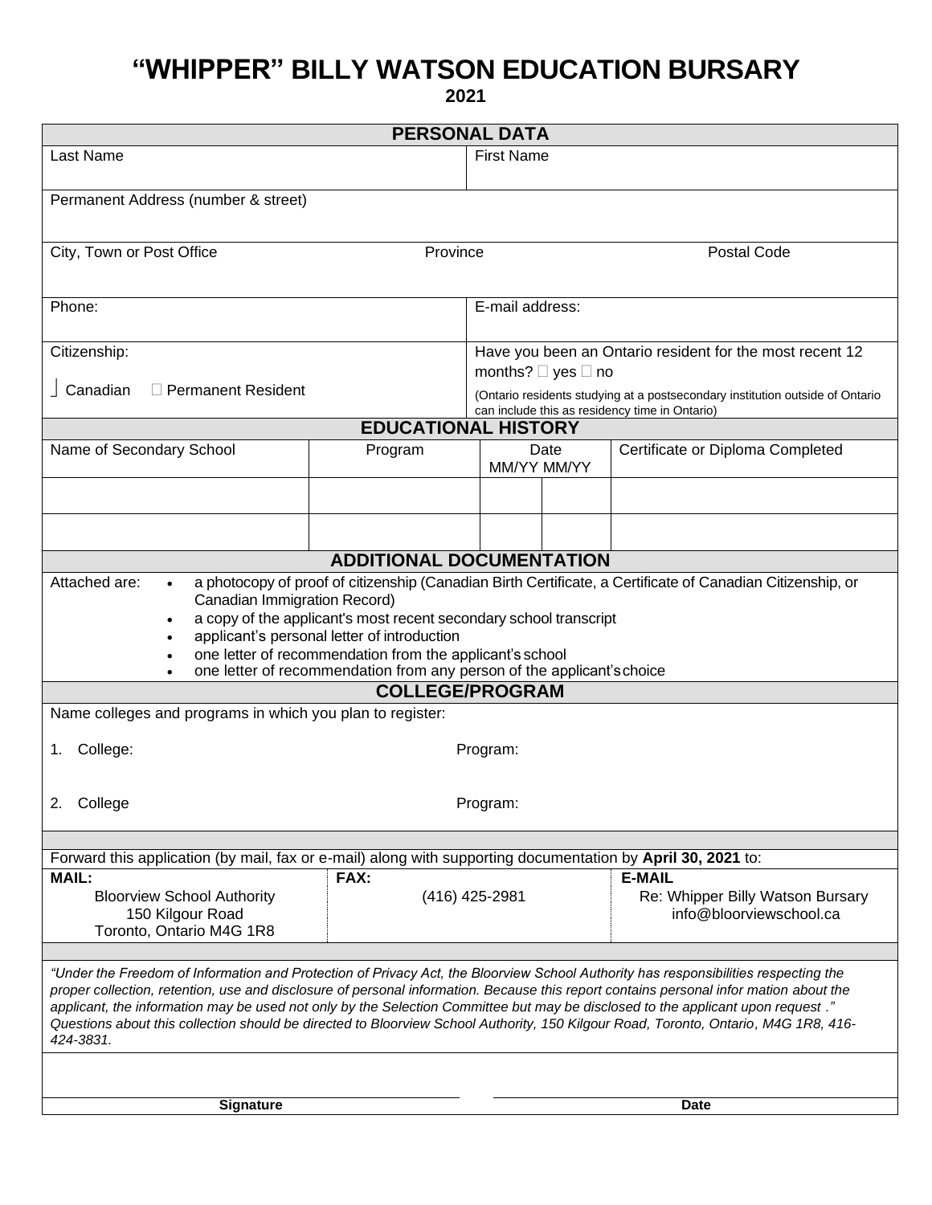# "WHIPPER" BILLY WATSON EDUCATION BURSARY

**2021**

## PERSONAL DATA

| | |
|---|---|
| Last Name | First Name |
| Permanent Address (number & street) | |
| City, Town or Post Office &nbsp;&nbsp;&nbsp; Province | Postal Code |
| Phone: | E-mail address: |
| Citizenship:<br>☐ Canadian ☐ Permanent Resident | Have you been an Ontario resident for the most recent 12 months? ☐ yes ☐ no<br>(Ontario residents studying at a postsecondary institution outside of Ontario can include this as residency time in Ontario) |

## EDUCATIONAL HISTORY

| Name of Secondary School | Program | Date MM/YY | MM/YY | Certificate or Diploma Completed |
|---|---|---|---|---|
| | | | | |
| | | | | |

## ADDITIONAL DOCUMENTATION

Attached are:

- a photocopy of proof of citizenship (Canadian Birth Certificate, a Certificate of Canadian Citizenship, or Canadian Immigration Record)
- a copy of the applicant's most recent secondary school transcript
- applicant's personal letter of introduction
- one letter of recommendation from the applicant's school
- one letter of recommendation from any person of the applicant's choice

## COLLEGE/PROGRAM

Name colleges and programs in which you plan to register:

1. College: &nbsp;&nbsp;&nbsp; Program:

2. College &nbsp;&nbsp;&nbsp; Program:

Forward this application (by mail, fax or e-mail) along with supporting documentation by **April 30, 2021** to:

| **MAIL:** | **FAX:** | **E-MAIL** |
|---|---|---|
| Bloorview School Authority<br>150 Kilgour Road<br>Toronto, Ontario M4G 1R8 | (416) 425-2981 | Re: Whipper Billy Watson Bursary<br>info@bloorviewschool.ca |

*"Under the Freedom of Information and Protection of Privacy Act, the Bloorview School Authority has responsibilities respecting the proper collection, retention, use and disclosure of personal information. Because this report contains personal infor mation about the applicant, the information may be used not only by the Selection Committee but may be disclosed to the applicant upon request ." Questions about this collection should be directed to Bloorview School Authority, 150 Kilgour Road, Toronto, Ontario, M4G 1R8, 416-424-3831.*

**Signature** &nbsp;&nbsp;&nbsp;&nbsp;&nbsp;&nbsp;&nbsp;&nbsp; **Date**